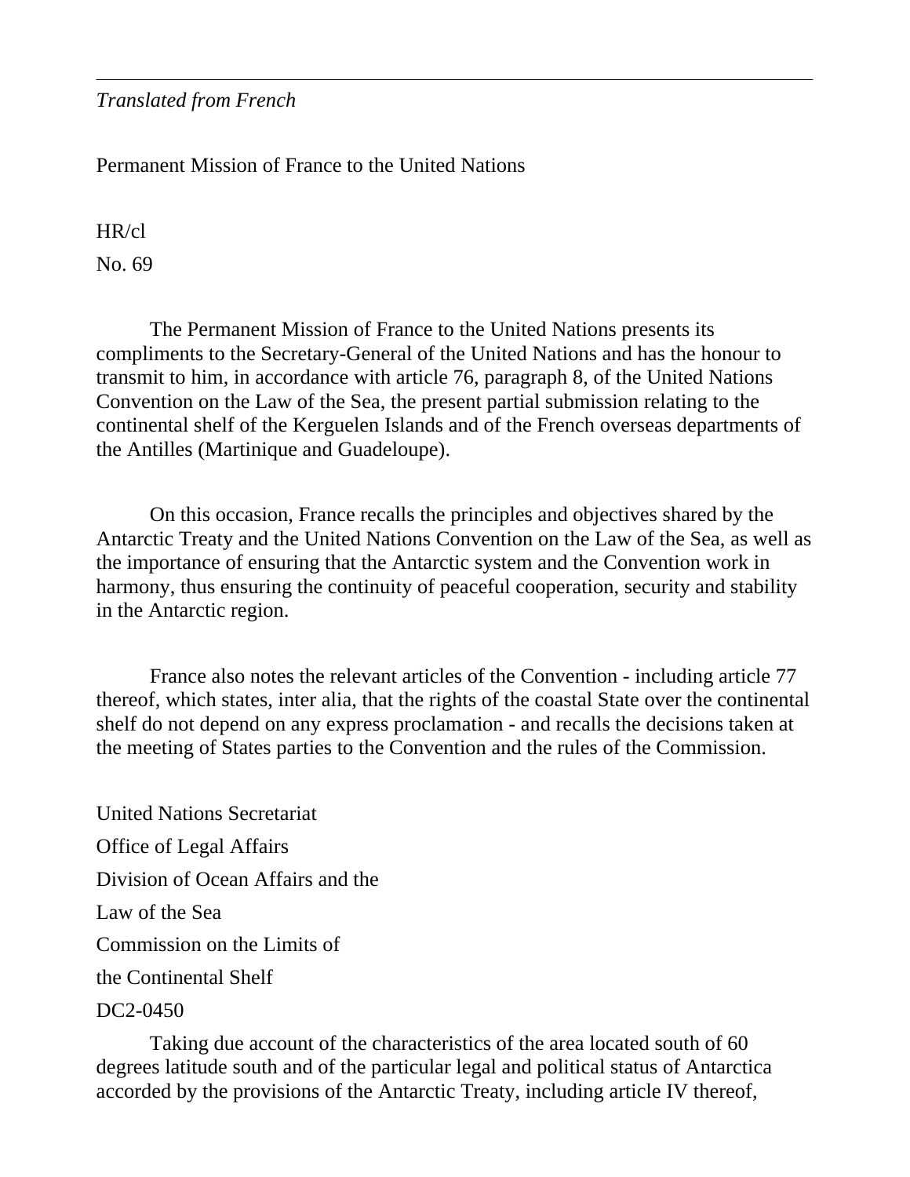*Translated from French*

Permanent Mission of France to the United Nations

HR/cl

No. 69

The Permanent Mission of France to the United Nations presents its compliments to the Secretary-General of the United Nations and has the honour to transmit to him, in accordance with article 76, paragraph 8, of the United Nations Convention on the Law of the Sea, the present partial submission relating to the continental shelf of the Kerguelen Islands and of the French overseas departments of the Antilles (Martinique and Guadeloupe).

On this occasion, France recalls the principles and objectives shared by the Antarctic Treaty and the United Nations Convention on the Law of the Sea, as well as the importance of ensuring that the Antarctic system and the Convention work in harmony, thus ensuring the continuity of peaceful cooperation, security and stability in the Antarctic region.

France also notes the relevant articles of the Convention - including article 77 thereof, which states, inter alia, that the rights of the coastal State over the continental shelf do not depend on any express proclamation - and recalls the decisions taken at the meeting of States parties to the Convention and the rules of the Commission.

United Nations Secretariat

Office of Legal Affairs

Division of Ocean Affairs and the

Law of the Sea

Commission on the Limits of

the Continental Shelf

DC2-0450

Taking due account of the characteristics of the area located south of 60 degrees latitude south and of the particular legal and political status of Antarctica accorded by the provisions of the Antarctic Treaty, including article IV thereof,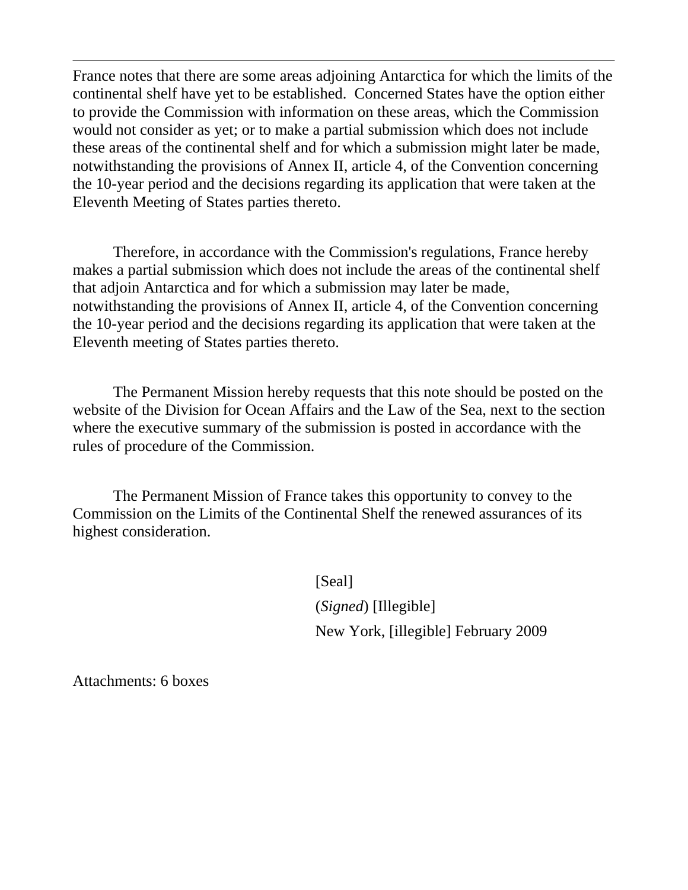France notes that there are some areas adjoining Antarctica for which the limits of the continental shelf have yet to be established. Concerned States have the option either to provide the Commission with information on these areas, which the Commission would not consider as yet; or to make a partial submission which does not include these areas of the continental shelf and for which a submission might later be made, notwithstanding the provisions of Annex II, article 4, of the Convention concerning the 10-year period and the decisions regarding its application that were taken at the Eleventh Meeting of States parties thereto.

Therefore, in accordance with the Commission's regulations, France hereby makes a partial submission which does not include the areas of the continental shelf that adjoin Antarctica and for which a submission may later be made, notwithstanding the provisions of Annex II, article 4, of the Convention concerning the 10-year period and the decisions regarding its application that were taken at the Eleventh meeting of States parties thereto.

The Permanent Mission hereby requests that this note should be posted on the website of the Division for Ocean Affairs and the Law of the Sea, next to the section where the executive summary of the submission is posted in accordance with the rules of procedure of the Commission.

The Permanent Mission of France takes this opportunity to convey to the Commission on the Limits of the Continental Shelf the renewed assurances of its highest consideration.

[Seal]

(*Signed*) [Illegible]

New York, [illegible] February 2009

Attachments: 6 boxes